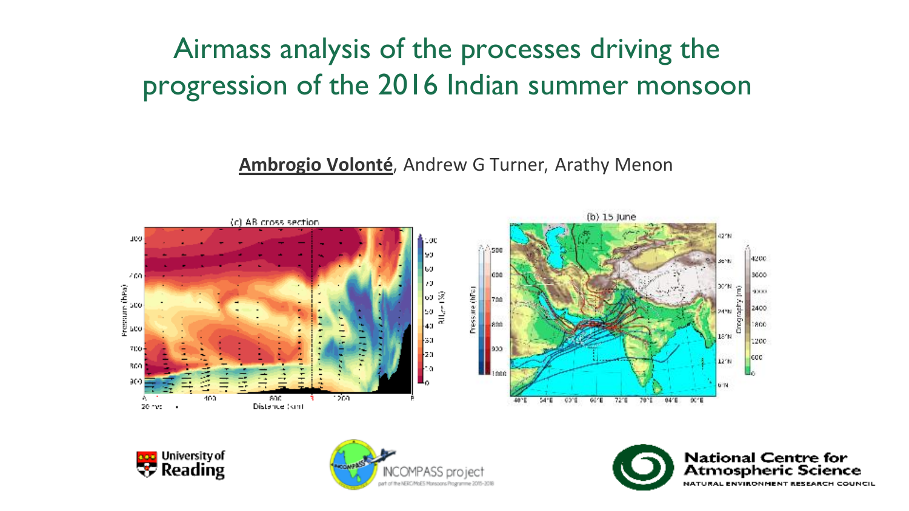# Airmass analysis of the processes driving the progression of the 2016 Indian summer monsoon

**Ambrogio Volonté**, Andrew G Turner, Arathy Menon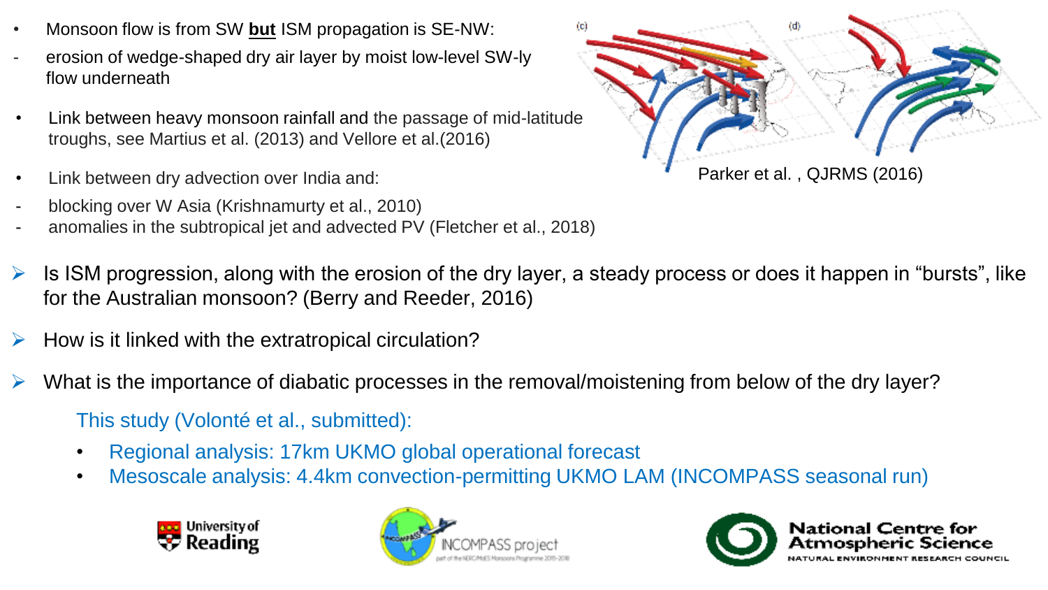- Monsoon flow is from SW **but** ISM propagation is SE-NW:
  - erosion of wedge-shaped dry air layer by moist low-level SW-ly flow underneath
- Link between heavy monsoon rainfall and the passage of mid-latitude troughs, see Martius et al. (2013) and Vellore et al.(2016)
- Link between dry advection over India and:
  - blocking over W Asia (Krishnamurty et al., 2010)
  - anomalies in the subtropical jet and advected PV (Fletcher et al., 2018)

Parker et al. , QJRMS (2016)

- Is ISM progression, along with the erosion of the dry layer, a steady process or does it happen in "bursts", like for the Australian monsoon? (Berry and Reeder, 2016)
- How is it linked with the extratropical circulation?
- What is the importance of diabatic processes in the removal/moistening from below of the dry layer?

This study (Volonté et al., submitted):

- Regional analysis: 17km UKMO global operational forecast
- Mesoscale analysis: 4.4km convection-permitting UKMO LAM (INCOMPASS seasonal run)

University of Reading

INCOMPASS project

National Centre for Atmospheric Science
NATURAL ENVIRONMENT RESEARCH COUNCIL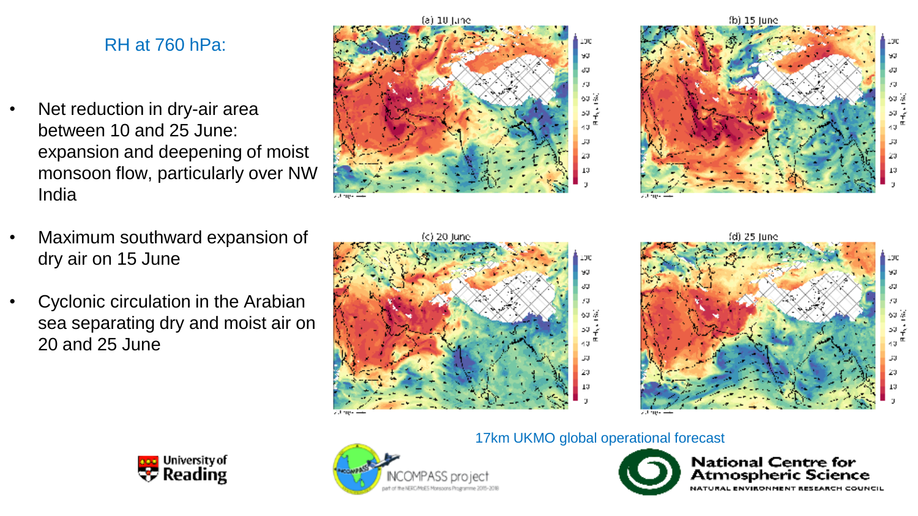## RH at 760 hPa:

- Net reduction in dry-air area between 10 and 25 June: expansion and deepening of moist monsoon flow, particularly over NW India
- Maximum southward expansion of dry air on 15 June
- Cyclonic circulation in the Arabian sea separating dry and moist air on 20 and 25 June

(a) 10 June

(b) 15 June

(c) 20 June

(d) 25 June

17km UKMO global operational forecast

University of Reading

INCOMPASS project

National Centre for Atmospheric Science

NATURAL ENVIRONMENT RESEARCH COUNCIL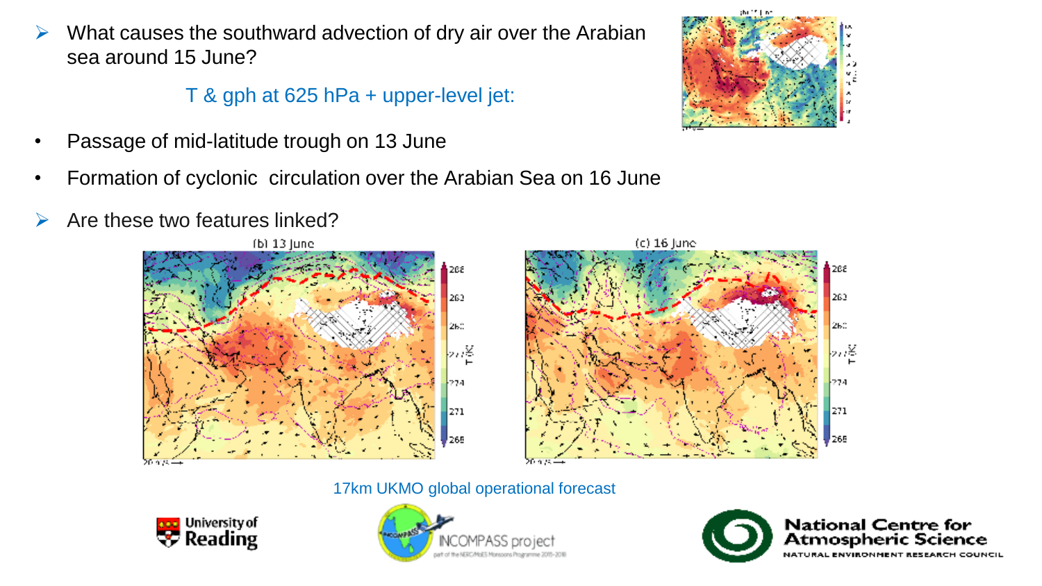- What causes the southward advection of dry air over the Arabian sea around 15 June?

T & gph at 625 hPa + upper-level jet:

- Passage of mid-latitude trough on 13 June
- Formation of cyclonic circulation over the Arabian Sea on 16 June

- Are these two features linked?

(b) 13 June

(c) 16 June

17km UKMO global operational forecast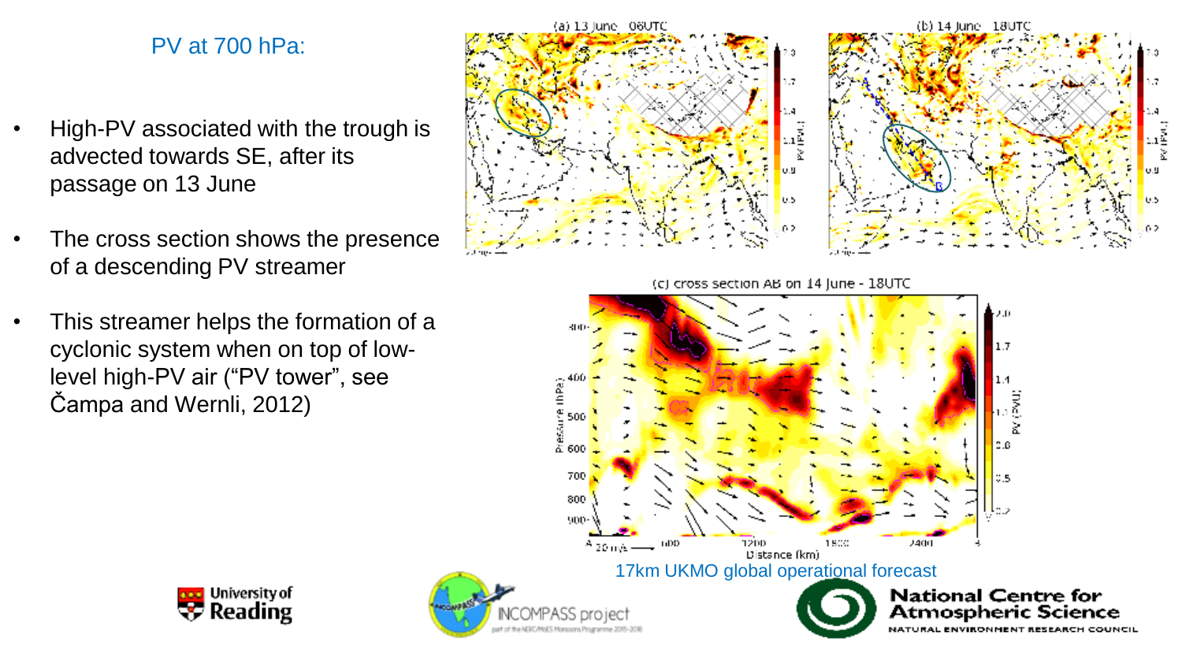## PV at 700 hPa:

- High-PV associated with the trough is advected towards SE, after its passage on 13 June
- The cross section shows the presence of a descending PV streamer
- This streamer helps the formation of a cyclonic system when on top of low-level high-PV air ("PV tower", see Čampa and Wernli, 2012)

(a) 13 June 06UTC

(b) 14 June 18UTC

(c) cross section AB on 14 June - 18UTC

17km UKMO global operational forecast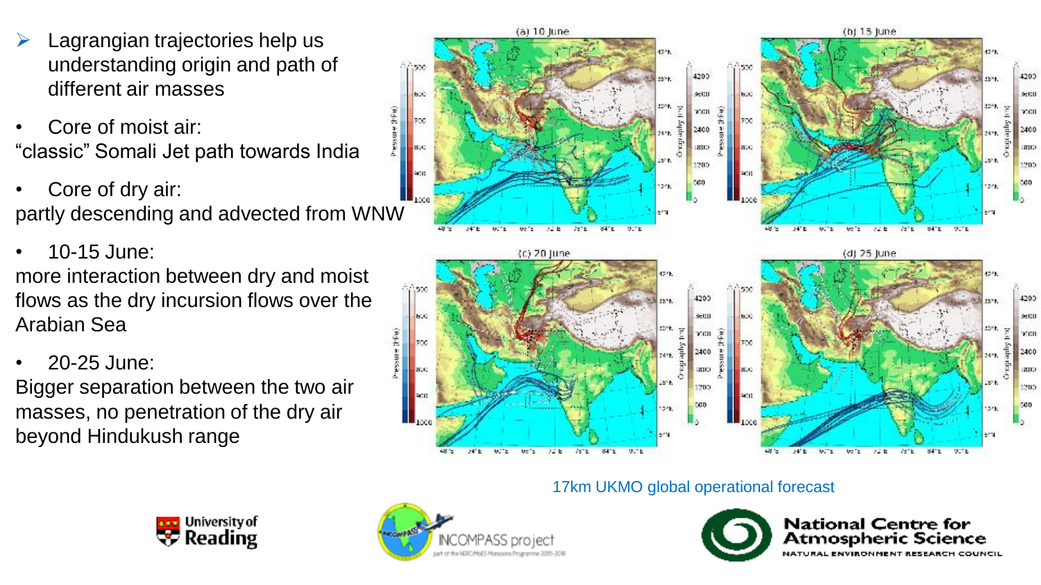- Lagrangian trajectories help us understanding origin and path of different air masses

- Core of moist air:
"classic" Somali Jet path towards India

- Core of dry air:
partly descending and advected from WNW

- 10-15 June:
more interaction between dry and moist flows as the dry incursion flows over the Arabian Sea

- 20-25 June:
Bigger separation between the two air masses, no penetration of the dry air beyond Hindukush range

17km UKMO global operational forecast

University of Reading

INCOMPASS project

National Centre for Atmospheric Science
NATURAL ENVIRONMENT RESEARCH COUNCIL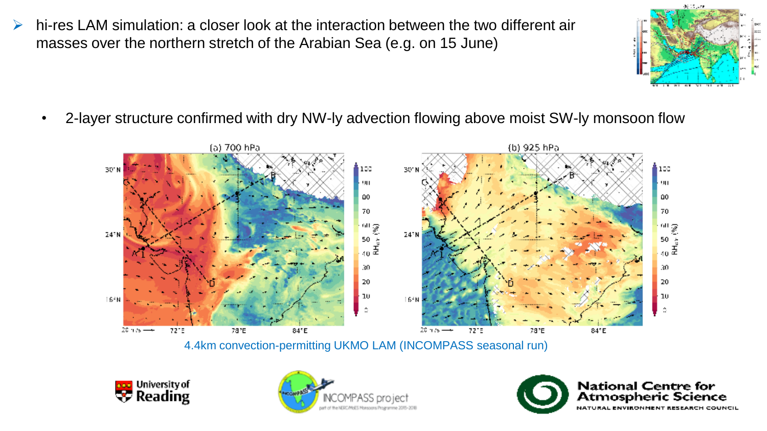- hi-res LAM simulation: a closer look at the interaction between the two different air masses over the northern stretch of the Arabian Sea (e.g. on 15 June)

  - 2-layer structure confirmed with dry NW-ly advection flowing above moist SW-ly monsoon flow

(a) 700 hPa    (b) 925 hPa

4.4km convection-permitting UKMO LAM (INCOMPASS seasonal run)

University of Reading    INCOMPASS project    National Centre for Atmospheric Science — NATURAL ENVIRONMENT RESEARCH COUNCIL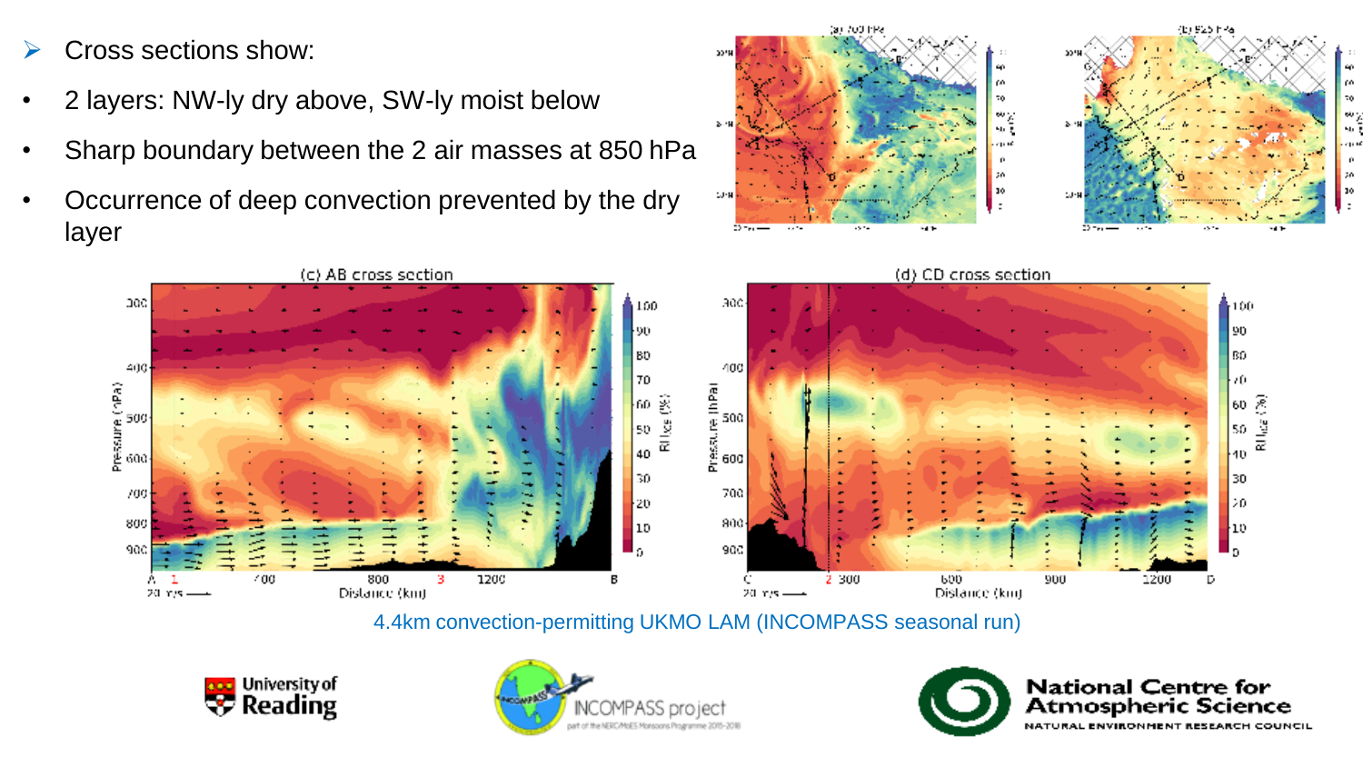- Cross sections show:
- 2 layers: NW-ly dry above, SW-ly moist below
- Sharp boundary between the 2 air masses at 850 hPa
- Occurrence of deep convection prevented by the dry layer

4.4km convection-permitting UKMO LAM (INCOMPASS seasonal run)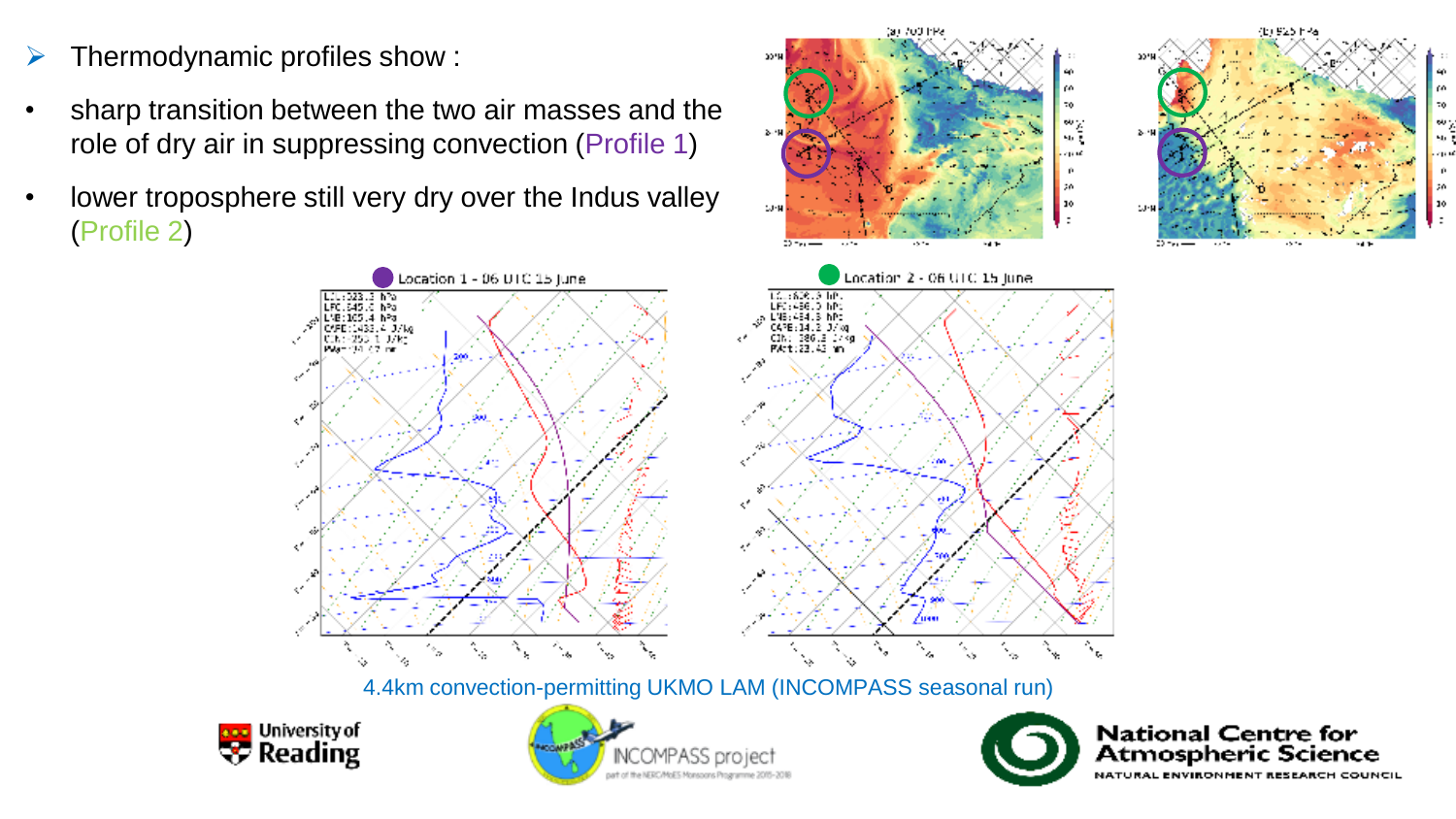- Thermodynamic profiles show :
  - sharp transition between the two air masses and the role of dry air in suppressing convection (Profile 1)
  - lower troposphere still very dry over the Indus valley (Profile 2)

Location 1 - 06 UTC 15 June

Location 2 - 06 UTC 15 June

4.4km convection-permitting UKMO LAM (INCOMPASS seasonal run)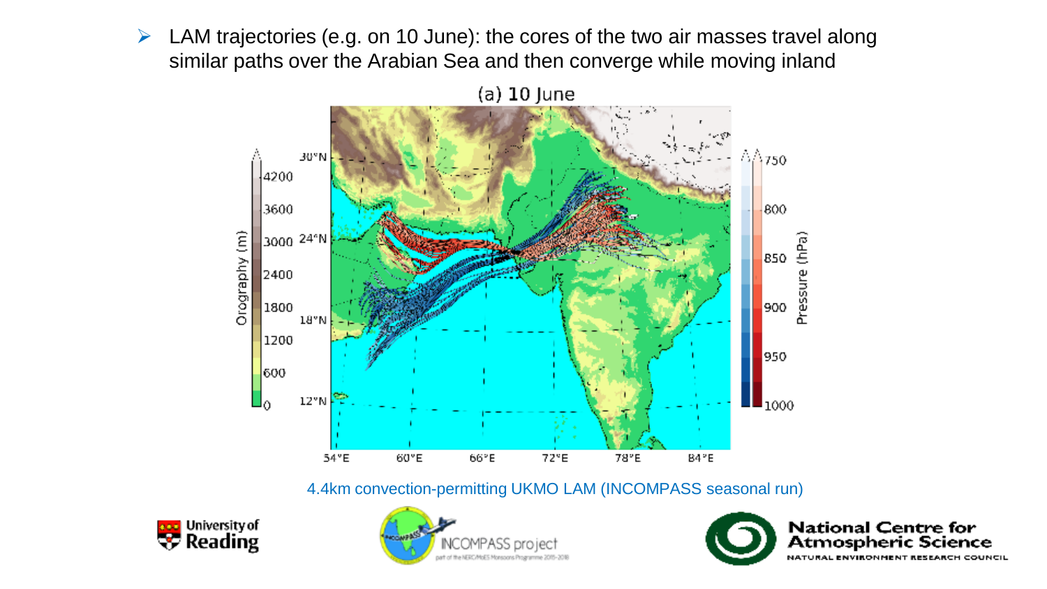- LAM trajectories (e.g. on 10 June): the cores of the two air masses travel along similar paths over the Arabian Sea and then converge while moving inland

4.4km convection-permitting UKMO LAM (INCOMPASS seasonal run)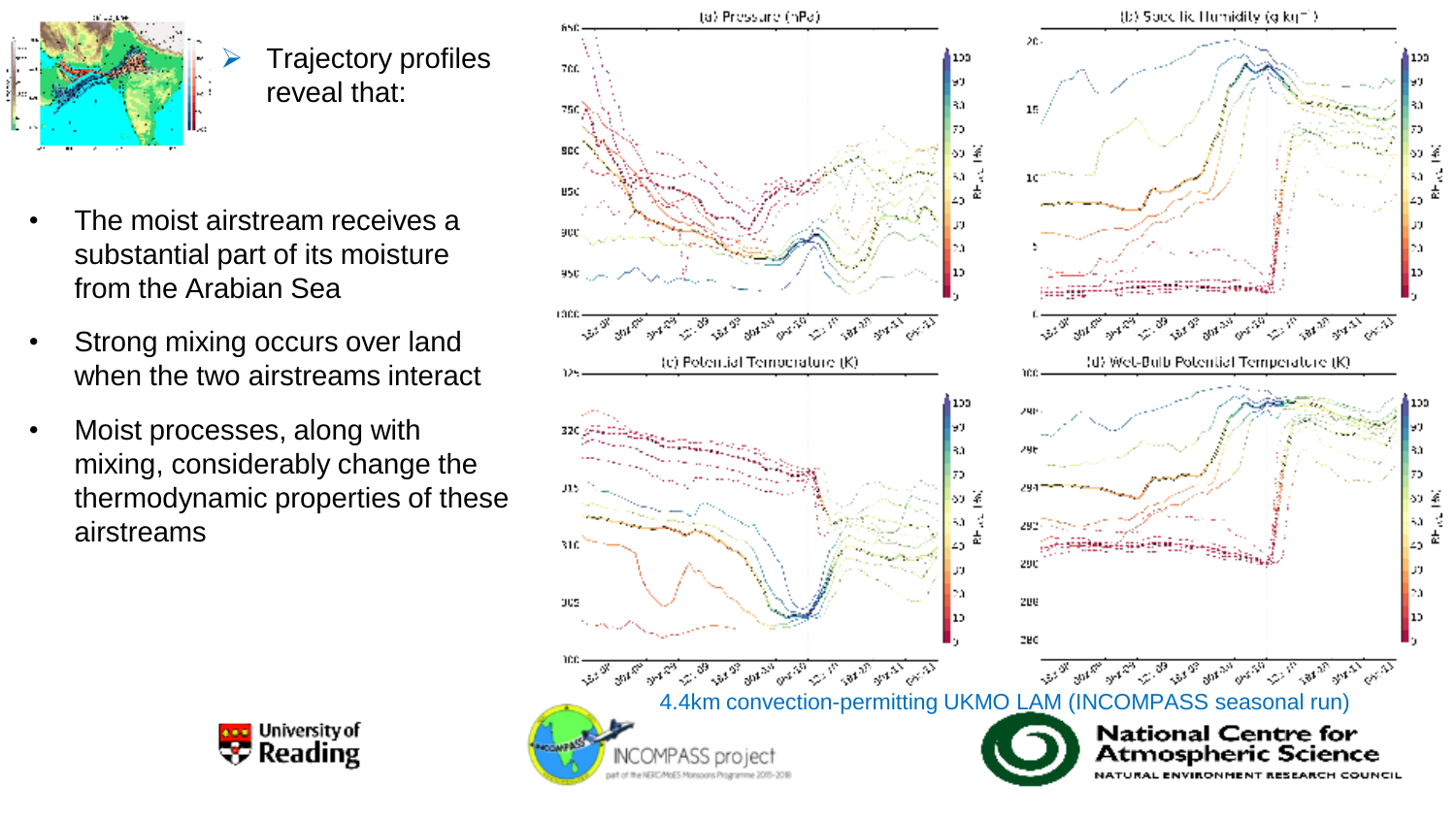- Trajectory profiles reveal that:

- The moist airstream receives a substantial part of its moisture from the Arabian Sea
- Strong mixing occurs over land when the two airstreams interact
- Moist processes, along with mixing, considerably change the thermodynamic properties of these airstreams

(a) Pressure (hPa)

(b) Specific Humidity (g kg$^{-1}$)

(c) Potential Temperature (K)

(d) Wet-Bulb Potential Temperature (K)

4.4km convection-permitting UKMO LAM (INCOMPASS seasonal run)

University of Reading

INCOMPASS project

National Centre for Atmospheric Science

NATURAL ENVIRONMENT RESEARCH COUNCIL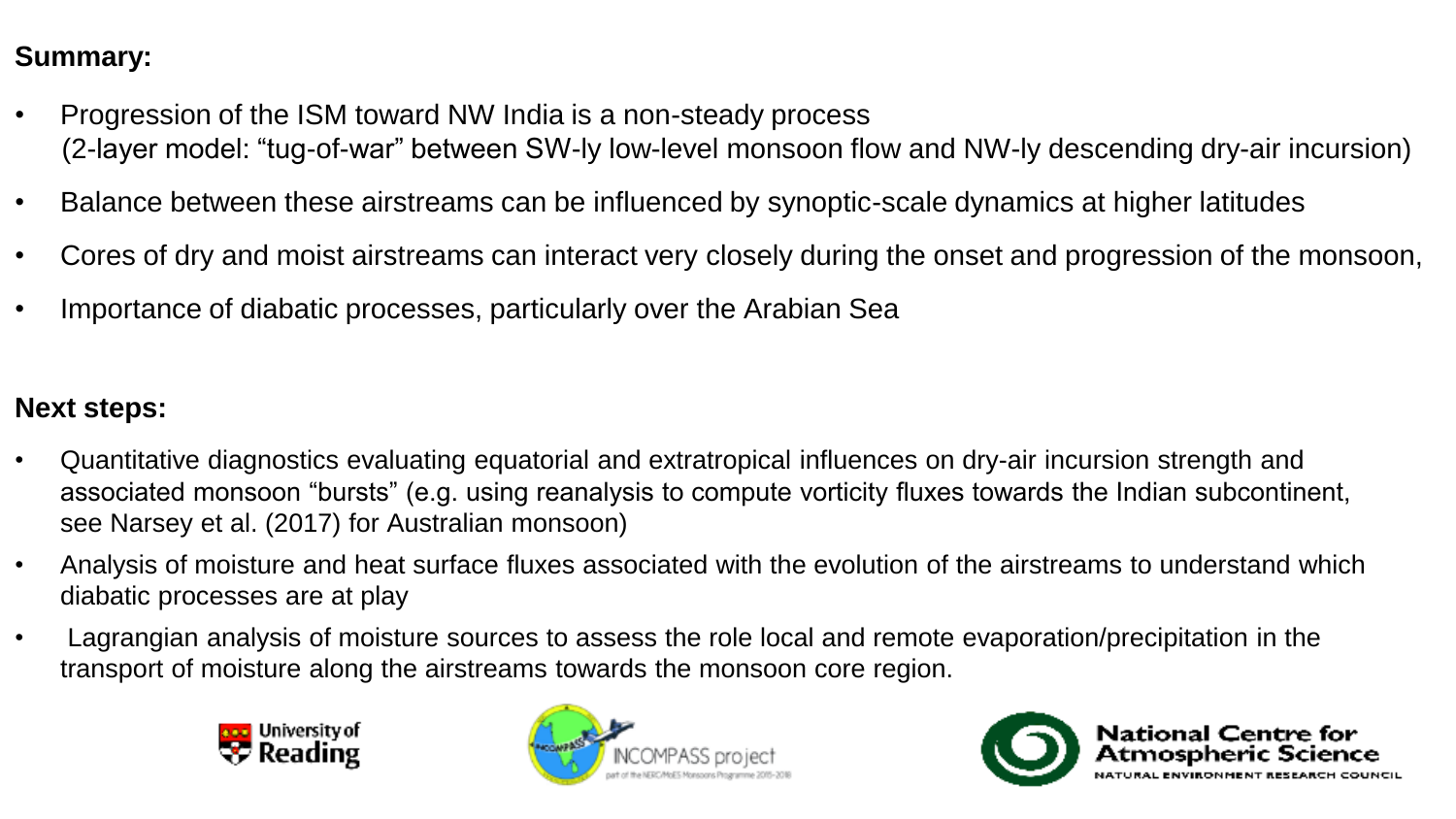**Summary:**

- Progression of the ISM toward NW India is a non-steady process (2-layer model: "tug-of-war" between SW-ly low-level monsoon flow and NW-ly descending dry-air incursion)
- Balance between these airstreams can be influenced by synoptic-scale dynamics at higher latitudes
- Cores of dry and moist airstreams can interact very closely during the onset and progression of the monsoon,
- Importance of diabatic processes, particularly over the Arabian Sea

**Next steps:**

- Quantitative diagnostics evaluating equatorial and extratropical influences on dry-air incursion strength and associated monsoon "bursts" (e.g. using reanalysis to compute vorticity fluxes towards the Indian subcontinent, see Narsey et al. (2017) for Australian monsoon)
- Analysis of moisture and heat surface fluxes associated with the evolution of the airstreams to understand which diabatic processes are at play
- Lagrangian analysis of moisture sources to assess the role local and remote evaporation/precipitation in the transport of moisture along the airstreams towards the monsoon core region.

University of Reading

INCOMPASS project
part of the NERC/MoES Monsoons Programme 2015-2018

National Centre for Atmospheric Science
NATURAL ENVIRONMENT RESEARCH COUNCIL